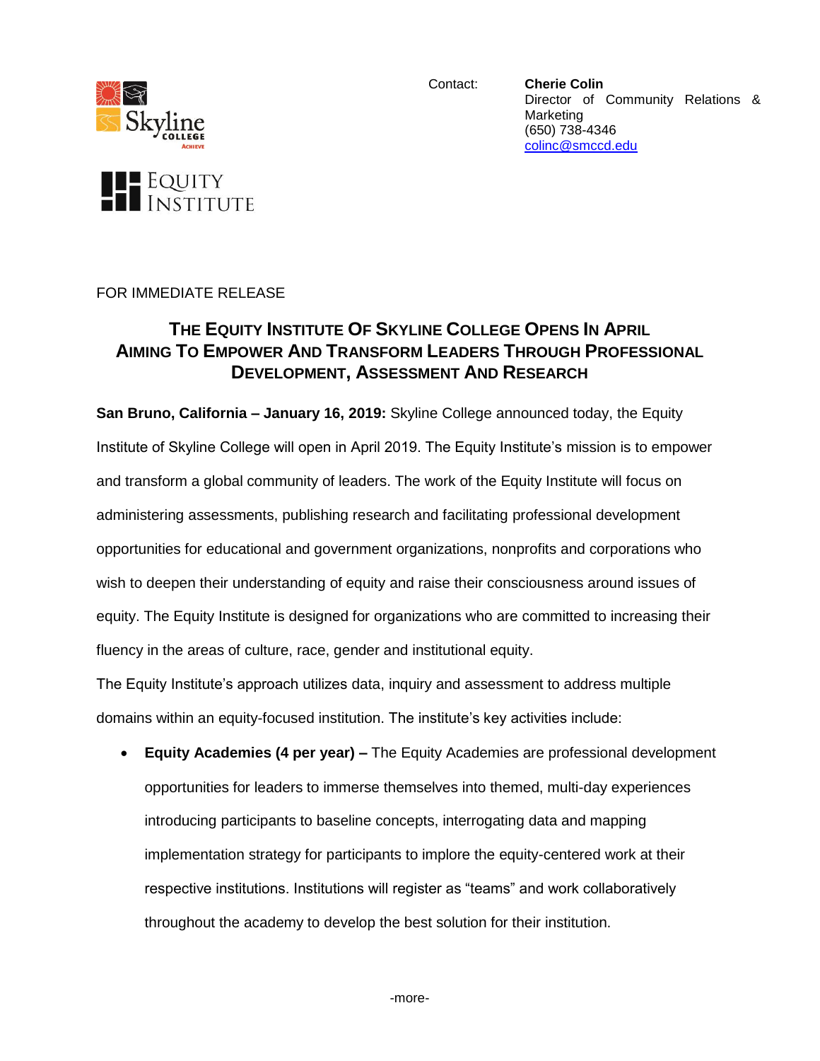Contact: **Cherie Colin**
Director of Community Relations & Marketing
(650) 738-4346
colinc@smccd.edu

FOR IMMEDIATE RELEASE

## THE EQUITY INSTITUTE OF SKYLINE COLLEGE OPENS IN APRIL AIMING TO EMPOWER AND TRANSFORM LEADERS THROUGH PROFESSIONAL DEVELOPMENT, ASSESSMENT AND RESEARCH

**San Bruno, California – January 16, 2019:** Skyline College announced today, the Equity Institute of Skyline College will open in April 2019. The Equity Institute's mission is to empower and transform a global community of leaders. The work of the Equity Institute will focus on administering assessments, publishing research and facilitating professional development opportunities for educational and government organizations, nonprofits and corporations who wish to deepen their understanding of equity and raise their consciousness around issues of equity. The Equity Institute is designed for organizations who are committed to increasing their fluency in the areas of culture, race, gender and institutional equity.

The Equity Institute's approach utilizes data, inquiry and assessment to address multiple domains within an equity-focused institution. The institute's key activities include:

- **Equity Academies (4 per year) –** The Equity Academies are professional development opportunities for leaders to immerse themselves into themed, multi-day experiences introducing participants to baseline concepts, interrogating data and mapping implementation strategy for participants to implore the equity-centered work at their respective institutions. Institutions will register as "teams" and work collaboratively throughout the academy to develop the best solution for their institution.

-more-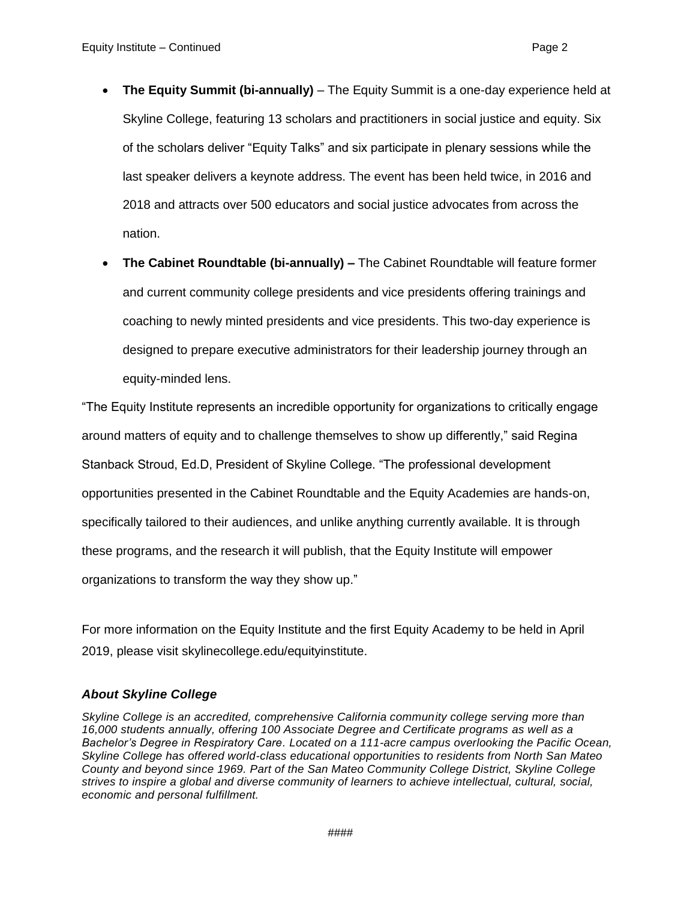- **The Equity Summit (bi-annually)** – The Equity Summit is a one-day experience held at Skyline College, featuring 13 scholars and practitioners in social justice and equity. Six of the scholars deliver "Equity Talks" and six participate in plenary sessions while the last speaker delivers a keynote address. The event has been held twice, in 2016 and 2018 and attracts over 500 educators and social justice advocates from across the nation.
- **The Cabinet Roundtable (bi-annually) –** The Cabinet Roundtable will feature former and current community college presidents and vice presidents offering trainings and coaching to newly minted presidents and vice presidents. This two-day experience is designed to prepare executive administrators for their leadership journey through an equity-minded lens.

"The Equity Institute represents an incredible opportunity for organizations to critically engage around matters of equity and to challenge themselves to show up differently," said Regina Stanback Stroud, Ed.D, President of Skyline College. "The professional development opportunities presented in the Cabinet Roundtable and the Equity Academies are hands-on, specifically tailored to their audiences, and unlike anything currently available. It is through these programs, and the research it will publish, that the Equity Institute will empower organizations to transform the way they show up."

For more information on the Equity Institute and the first Equity Academy to be held in April 2019, please visit skylinecollege.edu/equityinstitute.

### *About Skyline College*

*Skyline College is an accredited, comprehensive California community college serving more than 16,000 students annually, offering 100 Associate Degree and Certificate programs as well as a Bachelor's Degree in Respiratory Care. Located on a 111-acre campus overlooking the Pacific Ocean, Skyline College has offered world-class educational opportunities to residents from North San Mateo County and beyond since 1969. Part of the San Mateo Community College District, Skyline College strives to inspire a global and diverse community of learners to achieve intellectual, cultural, social, economic and personal fulfillment.*

####